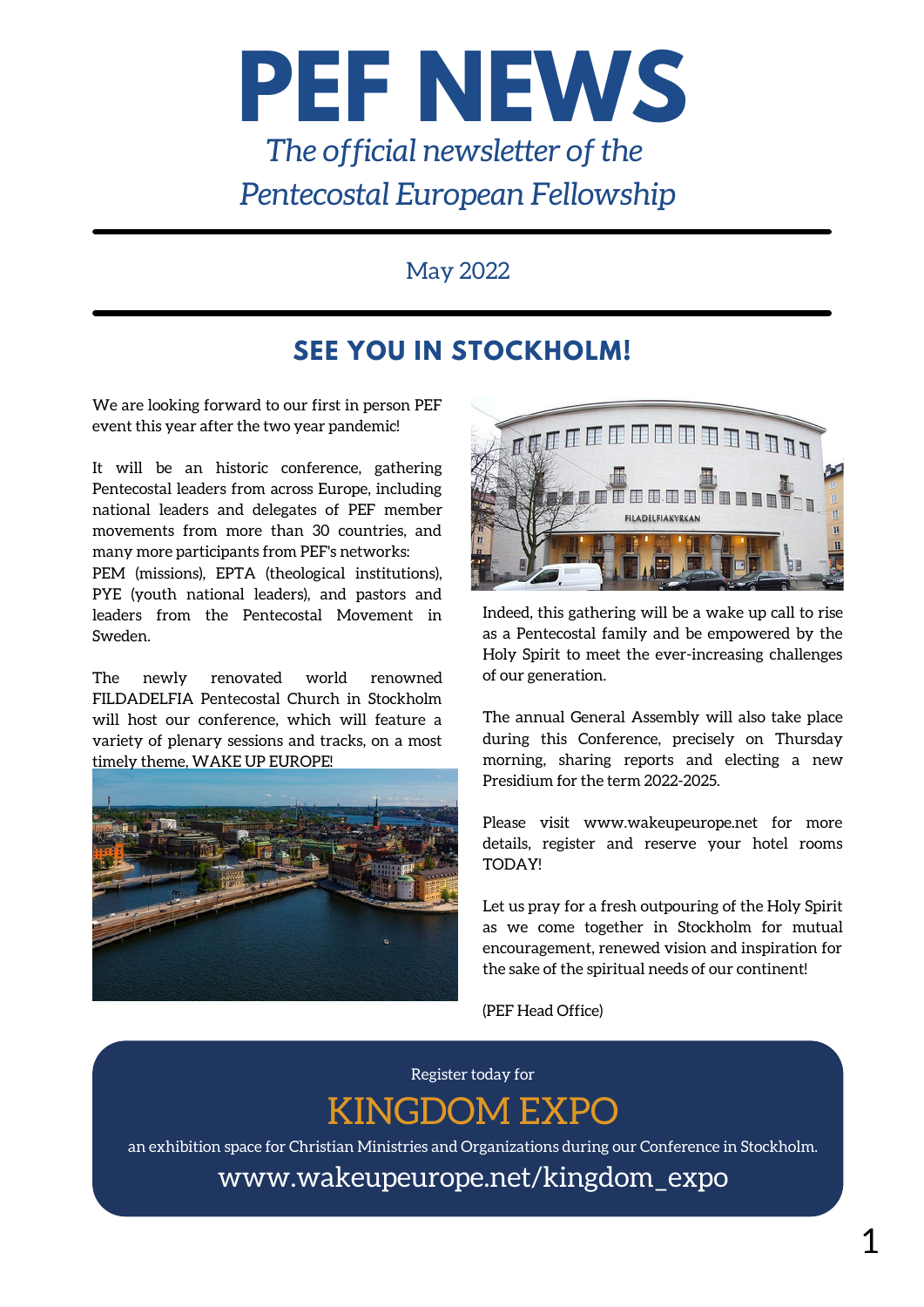# PEF NEWS

*The official newsletter of the Pentecostal European Fellowship*

May 2022

## SEE YOU IN STOCKHOLM!

We are looking forward to our first in person PEF event this year after the two year pandemic!

It will be an historic conference, gathering Pentecostal leaders from across Europe, including national leaders and delegates of PEF member movements from more than 30 countries, and many more participants from PEF's networks: PEM (missions), EPTA (theological institutions), PYE (youth national leaders), and pastors and leaders from the Pentecostal Movement in Sweden.

The newly renovated world renowned FILDADELFIA Pentecostal Church in Stockholm will host our conference, which will feature a variety of plenary sessions and tracks, on a most timely theme, WAKE UP EUROPE!

Indeed, this gathering will be a wake up call to rise as a Pentecostal family and be empowered by the Holy Spirit to meet the ever-increasing challenges of our generation.

The annual General Assembly will also take place during this Conference, precisely on Thursday morning, sharing reports and electing a new Presidium for the term 2022-2025.

Please visit www.wakeupeurope.net for more details, register and reserve your hotel rooms TODAY!

Let us pray for a fresh outpouring of the Holy Spirit as we come together in Stockholm for mutual encouragement, renewed vision and inspiration for the sake of the spiritual needs of our continent!

(PEF Head Office)

---

Register today for

**KINGDOM EXPO**

an exhibition space for Christian Ministries and Organizations during our Conference in Stockholm.

www.wakeupeurope.net/kingdom_expo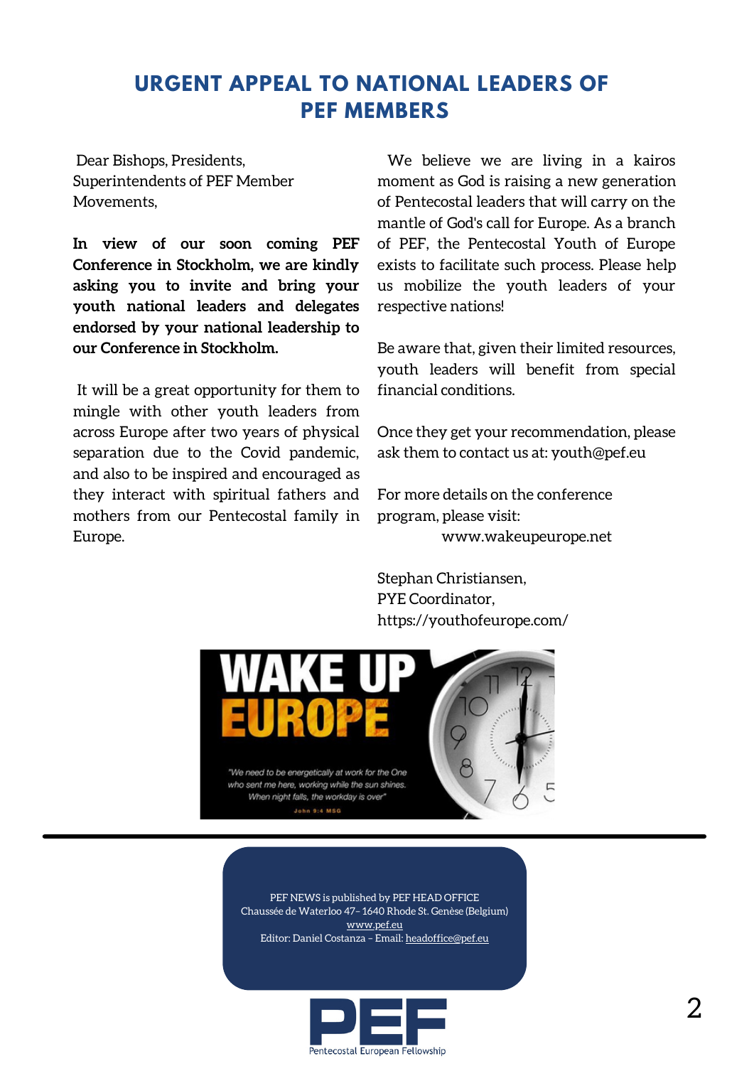## URGENT APPEAL TO NATIONAL LEADERS OF PEF MEMBERS

Dear Bishops, Presidents, Superintendents of PEF Member Movements,

**In view of our soon coming PEF Conference in Stockholm, we are kindly asking you to invite and bring your youth national leaders and delegates endorsed by your national leadership to our Conference in Stockholm.**

It will be a great opportunity for them to mingle with other youth leaders from across Europe after two years of physical separation due to the Covid pandemic, and also to be inspired and encouraged as they interact with spiritual fathers and mothers from our Pentecostal family in Europe.

We believe we are living in a kairos moment as God is raising a new generation of Pentecostal leaders that will carry on the mantle of God's call for Europe. As a branch of PEF, the Pentecostal Youth of Europe exists to facilitate such process. Please help us mobilize the youth leaders of your respective nations!

Be aware that, given their limited resources, youth leaders will benefit from special financial conditions.

Once they get your recommendation, please ask them to contact us at: youth@pef.eu

For more details on the conference program, please visit:
www.wakeupeurope.net

Stephan Christiansen,
PYE Coordinator,
https://youthofeurope.com/

WAKE UP EUROPE

"We need to be energetically at work for the One who sent me here, working while the sun shines. When night falls, the workday is over"
John 9:4 MSG

---

PEF NEWS is published by PEF HEAD OFFICE
Chaussée de Waterloo 47- 1640 Rhode St. Genèse (Belgium)
www.pef.eu
Editor: Daniel Costanza – Email: headoffice@pef.eu

PEF
Pentecostal European Fellowship